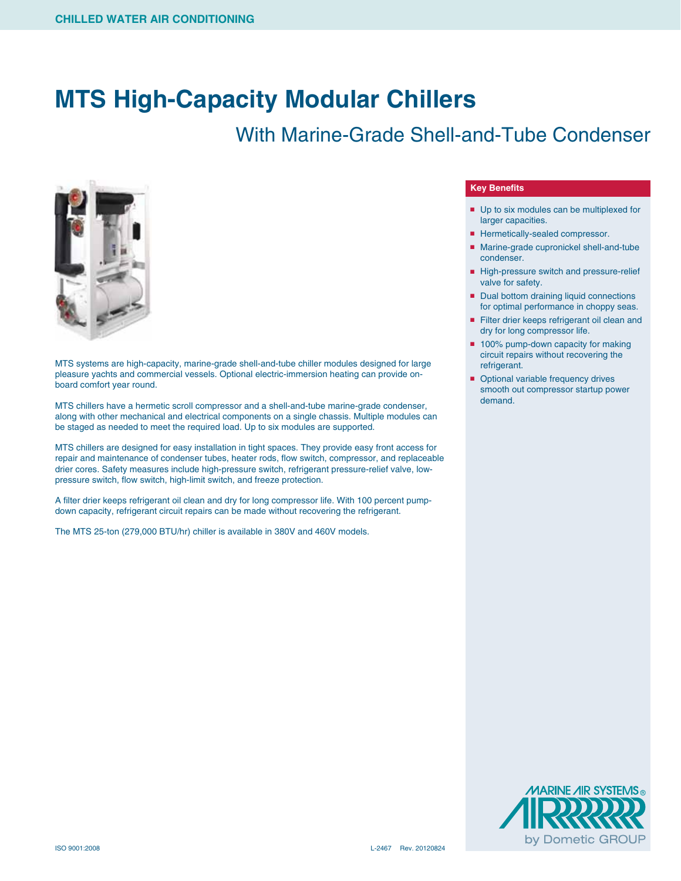CHILLED WATER AIR CONDITIONING

# MTS High-Capacity Modular Chillers

## With Marine-Grade Shell-and-Tube Condenser

MTS systems are high-capacity, marine-grade shell-and-tube chiller modules designed for large pleasure yachts and commercial vessels. Optional electric-immersion heating can provide on-board comfort year round.

MTS chillers have a hermetic scroll compressor and a shell-and-tube marine-grade condenser, along with other mechanical and electrical components on a single chassis. Multiple modules can be staged as needed to meet the required load. Up to six modules are supported.

MTS chillers are designed for easy installation in tight spaces. They provide easy front access for repair and maintenance of condenser tubes, heater rods, flow switch, compressor, and replaceable drier cores. Safety measures include high-pressure switch, refrigerant pressure-relief valve, low-pressure switch, flow switch, high-limit switch, and freeze protection.

A filter drier keeps refrigerant oil clean and dry for long compressor life. With 100 percent pump-down capacity, refrigerant circuit repairs can be made without recovering the refrigerant.

The MTS 25-ton (279,000 BTU/hr) chiller is available in 380V and 460V models.

### Key Benefits

- Up to six modules can be multiplexed for larger capacities.
- Hermetically-sealed compressor.
- Marine-grade cupronickel shell-and-tube condenser.
- High-pressure switch and pressure-relief valve for safety.
- Dual bottom draining liquid connections for optimal performance in choppy seas.
- Filter drier keeps refrigerant oil clean and dry for long compressor life.
- 100% pump-down capacity for making circuit repairs without recovering the refrigerant.
- Optional variable frequency drives smooth out compressor startup power demand.

MARINE AIR SYSTEMS® by Dometic GROUP

ISO 9001:2008

L-2467 Rev. 20120824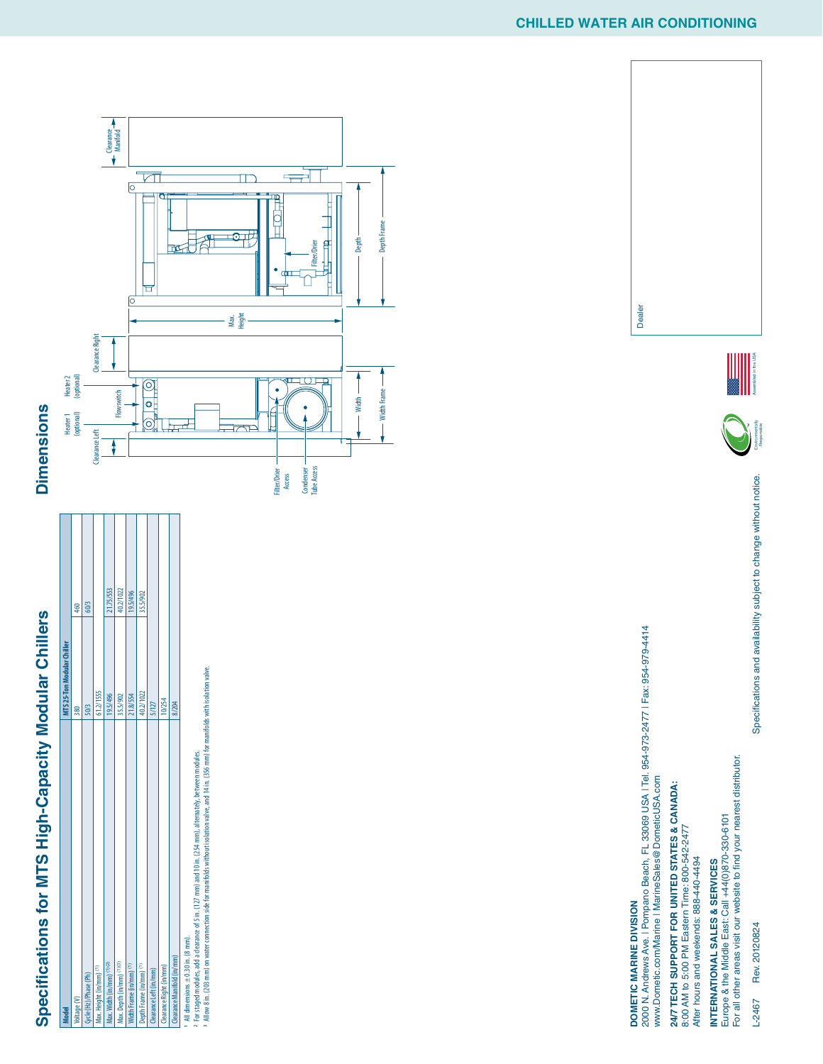## Specifications for MTS High-Capacity Modular Chillers

| Model | MTS 25-Ton Modular Chiller | |
|---|---|---|
| Voltage (V) | 380 | 460 |
| Cycle (Hz)/Phase (Ph) | 50/3 | 60/3 |
| Max. Height (in/mm) [1] | 61.2/1555 | |
| Max. Width (in/mm) [1] [2] | 19.5/496 | 21.75/553 |
| Max. Depth (in/mm) [1] [3] | 35.5/902 | 40.2/1022 |
| Width Frame (in/mm) [1] | 21.8/554 | 19.5/496 |
| Depth Frame (in/mm) [1] | 40.2/1022 | 35.5/902 |
| Clearance Left (in/mm) | 5/127 | |
| Clearance Right (in/mm) | 10/254 | |
| Clearance Manifold (in/mm) | 8/204 | |

[1] All dimensions ± 0.30 in. (8 mm).
[2] For staged modules, add a clearance of 5 in. (127 mm) and 10 in. (254 mm), alternately, between modules.
[3] Allow 8 in. (203 mm) on water connection side for manifolds without isolation valve, and 14 in. (356 mm) for manifolds with isolation valve.

## Dimensions

Clearance Left
Heater 1 (optional)
Flowswitch
Heater 2 (optional)
Clearance Right
Clearance Manifold
Filter/Drier
Max. Height
Depth
Depth Frame
Width
Width Frame
Filter/Drier Access
Condenser Tube Access

Dealer

**DOMETIC MARINE DIVISION**
2000 N. Andrews Ave. | Pompano Beach, FL 33069 USA | Tel. 954-973-2477 | Fax: 954-979-4414
www.Dometic.com/Marine | MarineSales@DometicUSA.com

**24/7 TECH SUPPORT FOR UNITED STATES & CANADA:**
8:00 AM to 5:00 PM Eastern Time: 800-542-2477
After hours and weekends: 888-440-4494

**INTERNATIONAL SALES & SERVICES**
Europe & the Middle East: Call +44(0)870-330-6101
For all other areas visit our website to find your nearest distributor.

L-2467 Rev. 20120824

Specifications and availability subject to change without notice.

Environmentally Responsible

Assembled in the USA